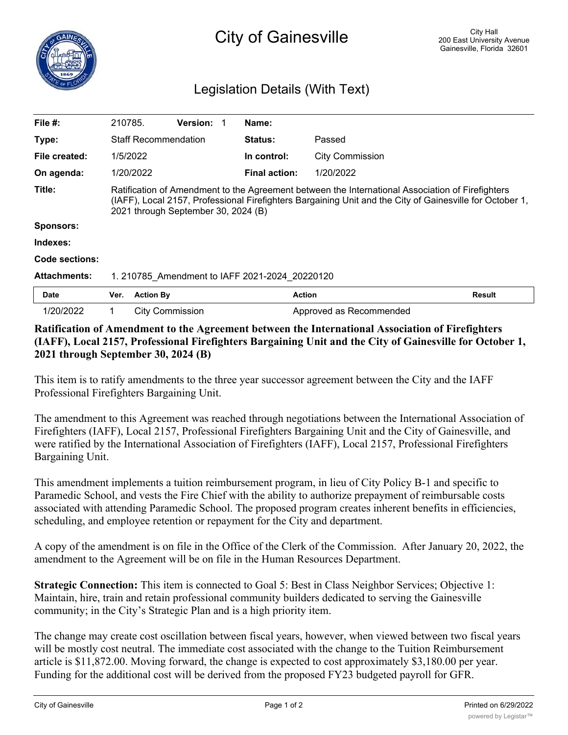# City of Gainesville

City Hall
200 East University Avenue
Gainesville, Florida 32601

## Legislation Details (With Text)

| | | | |
|---|---|---|---|
| **File #:** | 210785. **Version:** 1 | **Name:** | |
| **Type:** | Staff Recommendation | **Status:** | Passed |
| **File created:** | 1/5/2022 | **In control:** | City Commission |
| **On agenda:** | 1/20/2022 | **Final action:** | 1/20/2022 |

**Title:** Ratification of Amendment to the Agreement between the International Association of Firefighters (IAFF), Local 2157, Professional Firefighters Bargaining Unit and the City of Gainesville for October 1, 2021 through September 30, 2024 (B)

**Sponsors:**

**Indexes:**

**Code sections:**

**Attachments:** 1. 210785_Amendment to IAFF 2021-2024_20220120

| Date | Ver. | Action By | Action | Result |
|---|---|---|---|---|
| 1/20/2022 | 1 | City Commission | Approved as Recommended | |

**Ratification of Amendment to the Agreement between the International Association of Firefighters (IAFF), Local 2157, Professional Firefighters Bargaining Unit and the City of Gainesville for October 1, 2021 through September 30, 2024 (B)**

This item is to ratify amendments to the three year successor agreement between the City and the IAFF Professional Firefighters Bargaining Unit.

The amendment to this Agreement was reached through negotiations between the International Association of Firefighters (IAFF), Local 2157, Professional Firefighters Bargaining Unit and the City of Gainesville, and were ratified by the International Association of Firefighters (IAFF), Local 2157, Professional Firefighters Bargaining Unit.

This amendment implements a tuition reimbursement program, in lieu of City Policy B-1 and specific to Paramedic School, and vests the Fire Chief with the ability to authorize prepayment of reimbursable costs associated with attending Paramedic School. The proposed program creates inherent benefits in efficiencies, scheduling, and employee retention or repayment for the City and department.

A copy of the amendment is on file in the Office of the Clerk of the Commission. After January 20, 2022, the amendment to the Agreement will be on file in the Human Resources Department.

**Strategic Connection:** This item is connected to Goal 5: Best in Class Neighbor Services; Objective 1: Maintain, hire, train and retain professional community builders dedicated to serving the Gainesville community; in the City's Strategic Plan and is a high priority item.

The change may create cost oscillation between fiscal years, however, when viewed between two fiscal years will be mostly cost neutral. The immediate cost associated with the change to the Tuition Reimbursement article is $11,872.00. Moving forward, the change is expected to cost approximately $3,180.00 per year. Funding for the additional cost will be derived from the proposed FY23 budgeted payroll for GFR.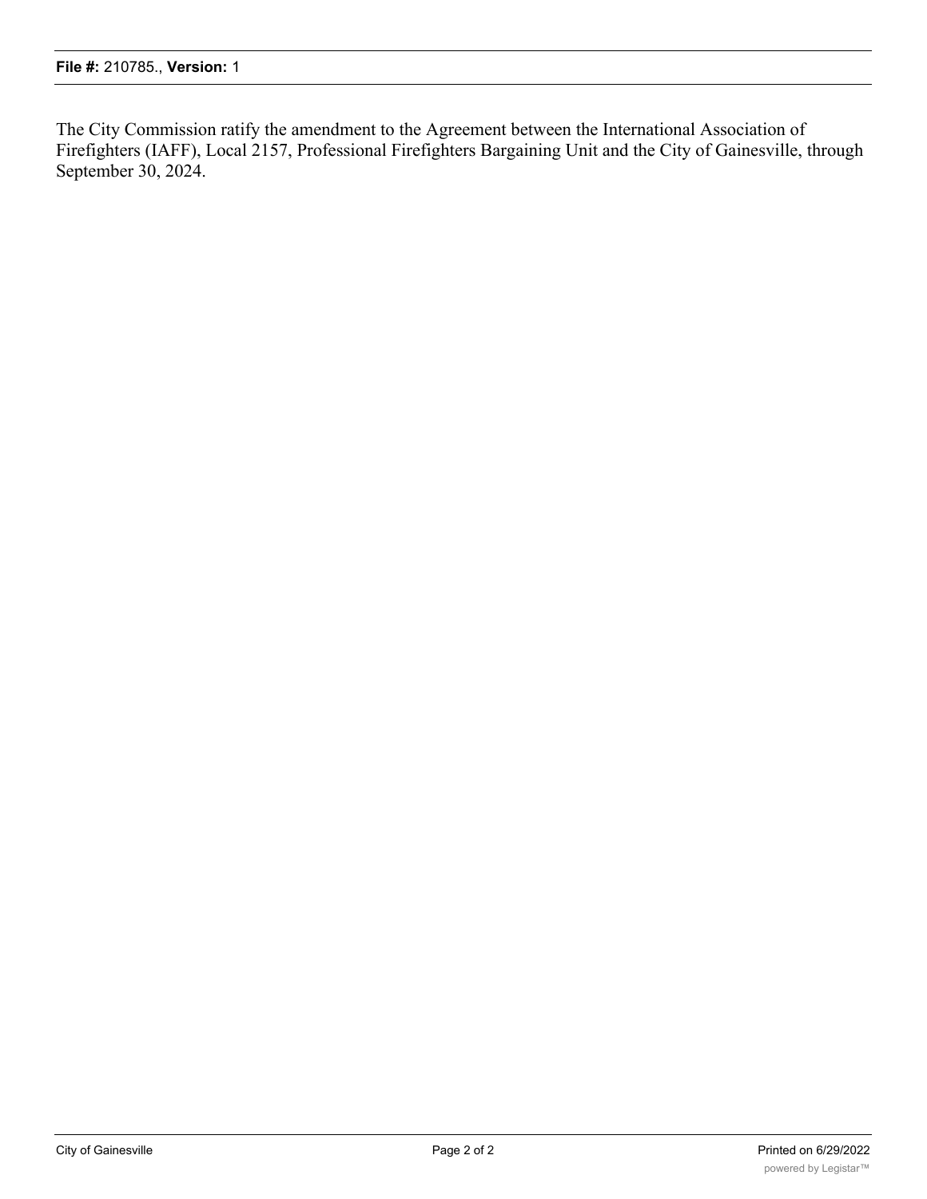The City Commission ratify the amendment to the Agreement between the International Association of Firefighters (IAFF), Local 2157, Professional Firefighters Bargaining Unit and the City of Gainesville, through September 30, 2024.